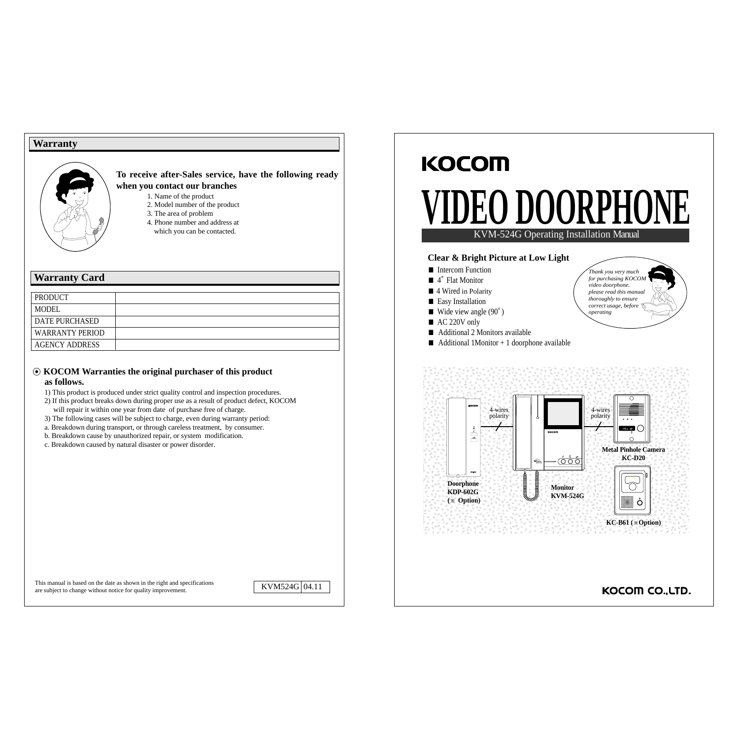## Warranty

**To receive after-Sales service, have the following ready when you contact our branches**

1. Name of the product
2. Model number of the product
3. The area of problem
4. Phone number and address at which you can be contacted.

## Warranty Card

| PRODUCT | |
|---|---|
| MODEL | |
| DATE PURCHASED | |
| WARRANTY PERIOD | |
| AGENCY ADDRESS | |

⦿ **KOCOM Warranties the original purchaser of this product as follows.**

1) This product is produced under strict quality control and inspection procedures.
2) If this product breaks down during proper use as a result of product defect, KOCOM will repair it within one year from date of purchase free of charge.
3) The following cases will be subject to charge, even during warranty period:
a. Breakdown during transport, or through careless treatment, by consumer.
b. Breakdown cause by unauthorized repair, or system modification.
c. Breakdown caused by natural disaster or power disorder.

This manual is based on the date as shown in the right and specifications are subject to change without notice for quality improvement.

| KVM524G | 04.11 |
|---|---|

KOCOM

# VIDEO DOORPHONE

KVM-524G Operating Installation Manual

**Clear & Bright Picture at Low Light**

- Intercom Function
- 4″ Flat Monitor
- 4 Wired in Polarity
- Easy Installation
- Wide view angle (90˚)
- AC 220V only
- Additional 2 Monitors available
- Additional 1Monitor + 1 doorphone available

*Thank you very much for purchasing KOCOM video doorphone. please read this manual thoroughly to ensure correct usage, before operating*

4-wires polarity

4-wires polarity

**Doorphone KDP-602G (※ Option)**

**Monitor KVM-524G**

**Metal Pinhole Camera KC-D20**

**KC-B61 (※Option)**

KOCOM CO.,LTD.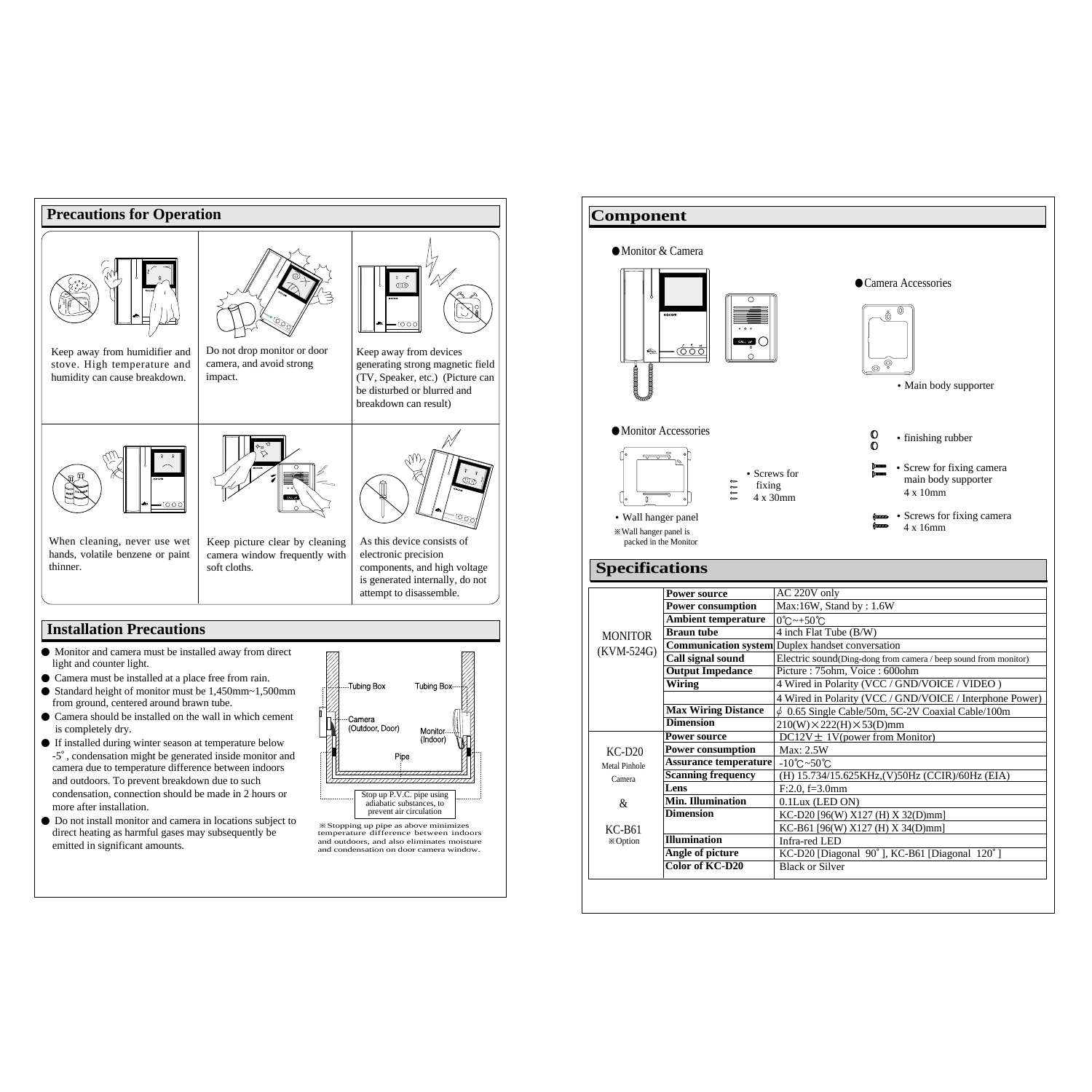## Precautions for Operation

Keep away from humidifier and stove. High temperature and humidity can cause breakdown.

Do not drop monitor or door camera, and avoid strong impact.

Keep away from devices generating strong magnetic field (TV, Speaker, etc.) (Picture can be disturbed or blurred and breakdown can result)

When cleaning, never use wet hands, volatile benzene or paint thinner.

Keep picture clear by cleaning camera window frequently with soft cloths.

As this device consists of electronic precision components, and high voltage is generated internally, do not attempt to disassemble.

## Installation Precautions

- Monitor and camera must be installed away from direct light and counter light.
- Camera must be installed at a place free from rain.
- Standard height of monitor must be 1,450mm~1,500mm from ground, centered around brawn tube.
- Camera should be installed on the wall in which cement is completely dry.
- If installed during winter season at temperature below -5˚, condensation might be generated inside monitor and camera due to temperature difference between indoors and outdoors. To prevent breakdown due to such condensation, connection should be made in 2 hours or more after installation.
- Do not install monitor and camera in locations subject to direct heating as harmful gases may subsequently be emitted in significant amounts.

Tubing Box
Tubing Box
Camera (Outdoor, Door)
Monitor (Indoor)
Pipe
Stop up P.V.C. pipe using adiabatic substances, to prevent air circulation

※Stopping up pipe as above minimizes temperature difference between indoors and outdoors, and also eliminates moisture and condensation on door camera window.

## Component

● Monitor & Camera

● Camera Accessories

- Main body supporter

● Monitor Accessories

- Wall hanger panel

※Wall hanger panel is packed in the Monitor

- Screws for fixing 4 x 30mm
- finishing rubber
- Screw for fixing camera main body supporter 4 x 10mm
- Screws for fixing camera 4 x 16mm

## Specifications

| | | |
|---|---|---|
| MONITOR (KVM-524G) | **Power source** | AC 220V only |
| | **Power consumption** | Max:16W, Stand by : 1.6W |
| | **Ambient temperature** | 0℃~+50℃ |
| | **Braun tube** | 4 inch Flat Tube (B/W) |
| | **Communication system** | Duplex handset conversation |
| | **Call signal sound** | Electric sound(Ding-dong from camera / beep sound from monitor) |
| | **Output Impedance** | Picture : 75ohm, Voice : 600ohm |
| | **Wiring** | 4 Wired in Polarity (VCC / GND/VOICE / VIDEO ) |
| | | 4 Wired in Polarity (VCC / GND/VOICE / Interphone Power) |
| | **Max Wiring Distance** | ϕ 0.65 Single Cable/50m, 5C-2V Coaxial Cable/100m |
| | **Dimension** | 210(W)×222(H)×53(D)mm |
| KC-D20 Metal Pinhole Camera & KC-B61 ※Option | **Power source** | DC12V± 1V(power from Monitor) |
| | **Power consumption** | Max: 2.5W |
| | **Assurance temperature** | -10℃~50℃ |
| | **Scanning frequency** | (H) 15.734/15.625KHz,(V)50Hz (CCIR)/60Hz (EIA) |
| | **Lens** | F:2.0, f=3.0mm |
| | **Min. Illumination** | 0.1Lux (LED ON) |
| | **Dimension** | KC-D20 [96(W) X127 (H) X 32(D)mm] |
| | | KC-B61 [96(W) X127 (H) X 34(D)mm] |
| | **Illumination** | Infra-red LED |
| | **Angle of picture** | KC-D20 [Diagonal 90˚], KC-B61 [Diagonal 120˚] |
| | **Color of KC-D20** | Black or Silver |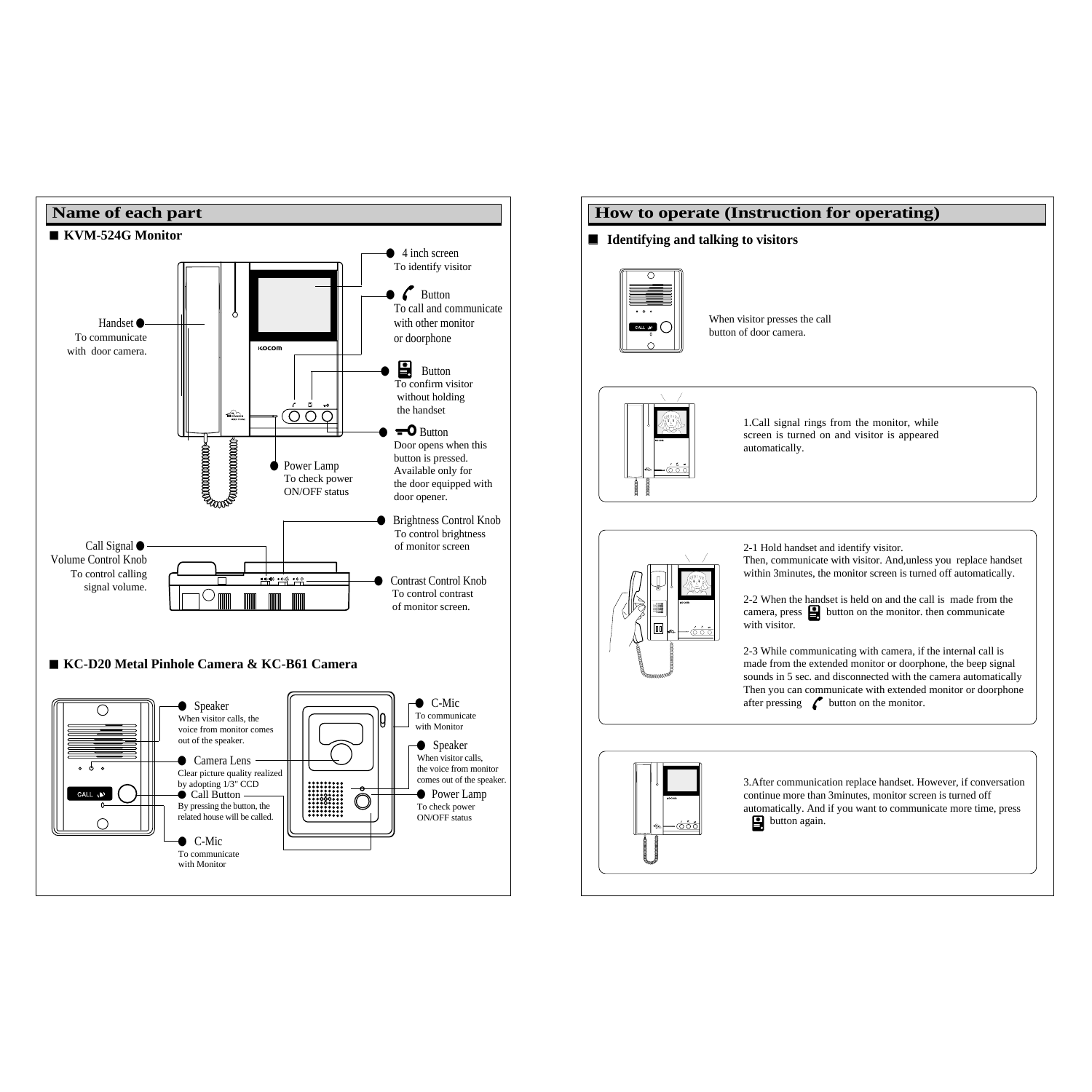## Name of each part

### ■ KVM-524G Monitor

- **4 inch screen** – To identify visitor
- **Button** (handset icon) – To call and communicate with other monitor or doorphone
- **Button** (monitor icon) – To confirm visitor without holding the handset
- **Button** (key icon) – Door opens when this button is pressed. Available only for the door equipped with door opener.
- **Handset** – To communicate with door camera.
- **Power Lamp** – To check power ON/OFF status
- **Brightness Control Knob** – To control brightness of monitor screen
- **Call Signal Volume Control Knob** – To control calling signal volume.
- **Contrast Control Knob** – To control contrast of monitor screen.

### ■ KC-D20 Metal Pinhole Camera & KC-B61 Camera

- **Speaker** – When visitor calls, the voice from monitor comes out of the speaker.
- **Camera Lens** – Clear picture quality realized by adopting 1/3" CCD
- **Call Button** – By pressing the button, the related house will be called.
- **C-Mic** – To communicate with Monitor
- **C-Mic** – To communicate with Monitor
- **Speaker** – When visitor calls, the voice from monitor comes out of the speaker.
- **Power Lamp** – To check power ON/OFF status

## How to operate (Instruction for operating)

### ■ Identifying and talking to visitors

When visitor presses the call button of door camera.

1.Call signal rings from the monitor, while screen is turned on and visitor is appeared automatically.

2-1 Hold handset and identify visitor.
Then, communicate with visitor. And,unless you replace handset within 3minutes, the monitor screen is turned off automatically.

2-2 When the handset is held on and the call is made from the camera, press (monitor icon) button on the monitor. then communicate with visitor.

2-3 While communicating with camera, if the internal call is made from the extended monitor or doorphone, the beep signal sounds in 5 sec. and disconnected with the camera automatically Then you can communicate with extended monitor or doorphone after pressing (handset icon) button on the monitor.

3.After communication replace handset. However, if conversation continue more than 3minutes, monitor screen is turned off automatically. And if you want to communicate more time, press (monitor icon) button again.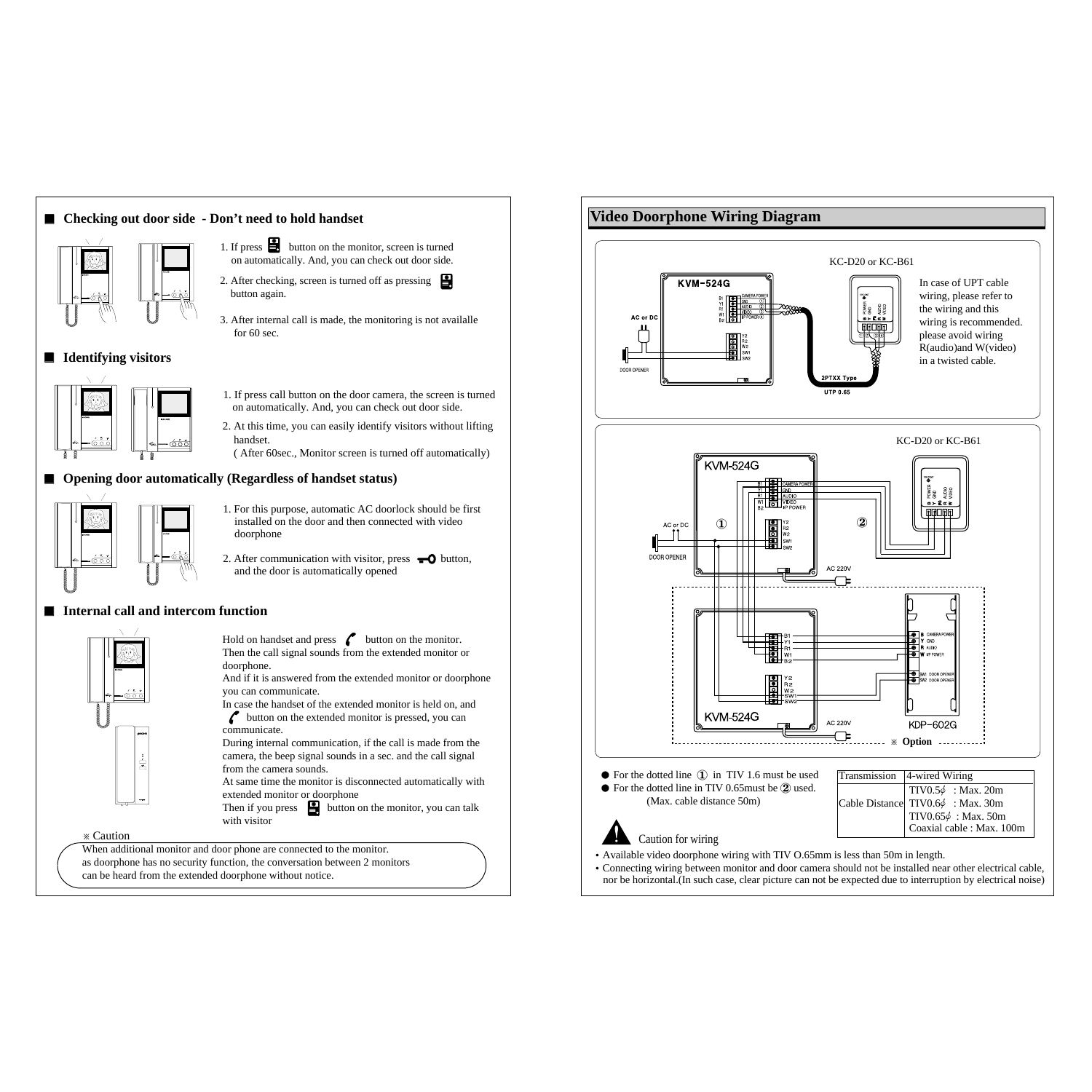## Checking out door side - Don't need to hold handset

1. If press button on the monitor, screen is turned on automatically. And, you can check out door side.
2. After checking, screen is turned off as pressing button again.
3. After internal call is made, the monitoring is not availalle for 60 sec.

## Identifying visitors

1. If press call button on the door camera, the screen is turned on automatically. And, you can check out door side.
2. At this time, you can easily identify visitors without lifting handset.
   ( After 60sec., Monitor screen is turned off automatically)

## Opening door automatically (Regardless of handset status)

1. For this purpose, automatic AC doorlock should be first installed on the door and then connected with video doorphone
2. After communication with visitor, press button, and the door is automatically opened

## Internal call and intercom function

Hold on handset and press button on the monitor. Then the call signal sounds from the extended monitor or doorphone.
And if it is answered from the extended monitor or doorphone you can communicate.
In case the handset of the extended monitor is held on, and button on the extended monitor is pressed, you can communicate.
During internal communication, if the call is made from the camera, the beep signal sounds in a sec. and the call signal from the camera sounds.
At same time the monitor is disconnected automatically with extended monitor or doorphone
Then if you press button on the monitor, you can talk with visitor

※ Caution

When additional monitor and door phone are connected to the monitor.
as doorphone has no security function, the conversation between 2 monitors can be heard from the extended doorphone without notice.

## Video Doorphone Wiring Diagram

KC-D20 or KC-B61

KVM-524G

AC or DC

DOOR OPENER

2PTXX Type

UTP 0.65

In case of UPT cable wiring, please refer to the wiring and this wiring is recommended. please avoid wiring R(audio)and W(video) in a twisted cable.

KC-D20 or KC-B61

KVM-524G

AC or DC

DOOR OPENER

AC 220V

KVM-524G

AC 220V

KDP-602G

※ Option

- For the dotted line ① in TIV 1.6 must be used
- For the dotted line in TIV 0.65must be ② used. (Max. cable distance 50m)

| Transmission | 4-wired Wiring |
|---|---|
| Cable Distance | TIV0.5$\phi$ : Max. 20m<br>TIV0.6$\phi$ : Max. 30m<br>TIV0.65$\phi$ : Max. 50m<br>Coaxial cable : Max. 100m |

Caution for wiring

- Available video doorphone wiring with TIV O.65mm is less than 50m in length.
- Connecting wiring between monitor and door camera should not be installed near other electrical cable, nor be horizontal.(In such case, clear picture can not be expected due to interruption by electrical noise)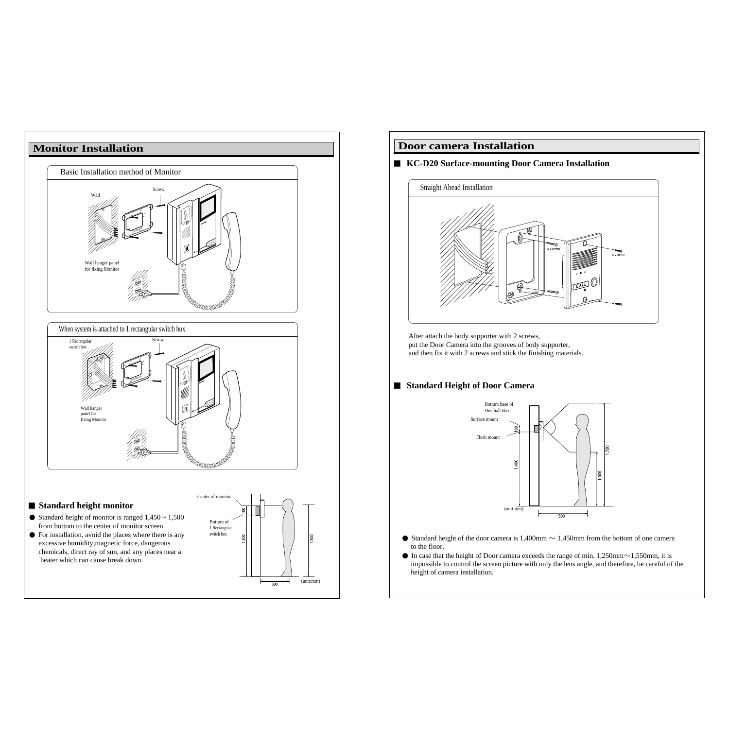# Monitor Installation

Basic Installation method of Monitor

Wall

Screw

Wall hanger panel for fixing Monitor

When system is attached to 1 rectangular switch box

1 Rectangular switch box

Screw

Wall hanger panel for fixing Monitor

## Standard height monitor

- Standard height of monitor is ranged 1,450 ~ 1,500 from bottom to the center of monitor screen.
- For installation, avoid the places where there is any excessive humidity,magnetic force, dangerous chemicals, direct ray of sun, and any places near a heater which can cause break down.

Center of monitor

Bottom of 1 Rectangular switch box

100

1,400

1,500

500

(unit:mm)

# Door camera Installation

## KC-D20 Surface-mounting Door Camera Installation

Straight Ahead Installation

4 x16mm

4 x10mm

After attach the body supporter with 2 screws,
put the Door Camera into the grooves of body supporter,
and then fix it with 2 screws and stick the finishing materials.

## Standard Height of Door Camera

Bottom base of One hall Box

Surface mount

Flush mount

100

1,400

1,720

1,000

(unit:mm)

500

- Standard height of the door camera is 1,400mm ~ 1,450mm from the bottom of one camera to the floor.
- In case that the height of Door camera exceeds the range of min. 1,250mm~1,550mm, it is impossible to control the screen picture with only the lens angle, and therefore, be careful of the height of camera installation.